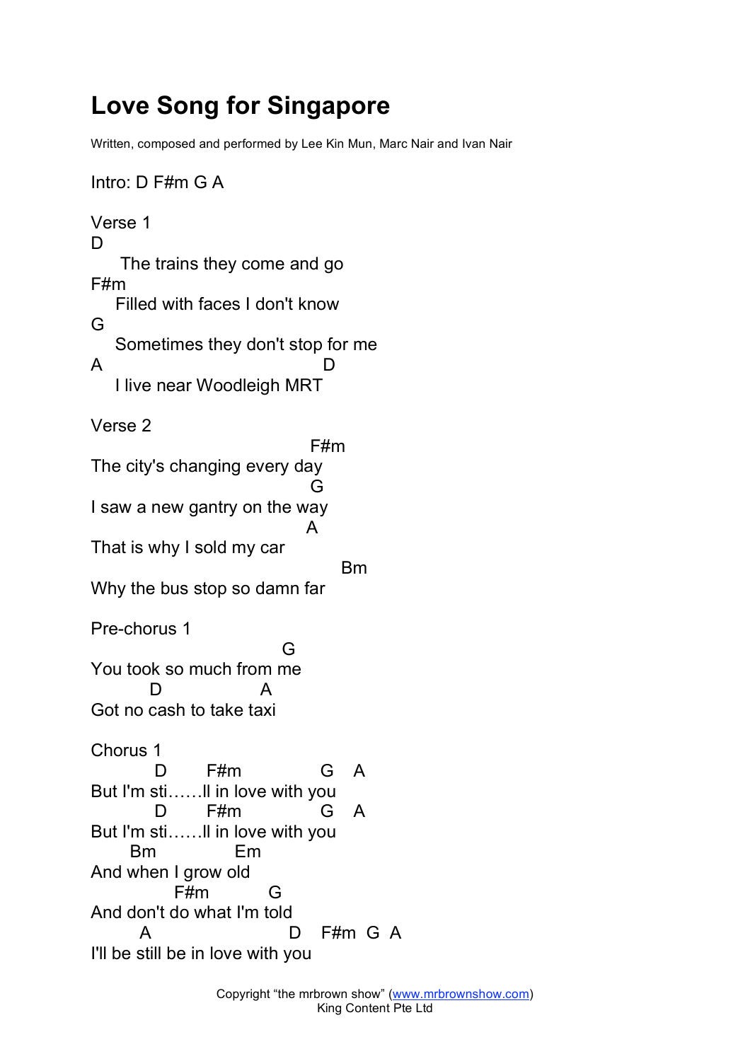# Love Song for Singapore

Written, composed and performed by Lee Kin Mun, Marc Nair and Ivan Nair

Intro: D F#m G A

Verse 1

```
D
     The trains they come and go
F#m
    Filled with faces I don't know
G
    Sometimes they don't stop for me
A                                D
    I live near Woodleigh MRT
```

Verse 2

```
                                     F#m
The city's changing every day
                                     G
I saw a new gantry on the way
                                    A
That is why I sold my car
                                          Bm
Why the bus stop so damn far
```

Pre-chorus 1

```
                                G
You took so much from me
          D                 A
Got no cash to take taxi
```

Chorus 1

```
          D       F#m              G    A
But I'm sti……ll in love with you
          D       F#m              G    A
But I'm sti……ll in love with you
      Bm              Em
And when I grow old
             F#m           G
And don't do what I'm told
       A                       D    F#m  G  A
I'll be still be in love with you
```

Copyright "the mrbrown show" (www.mrbrownshow.com)
King Content Pte Ltd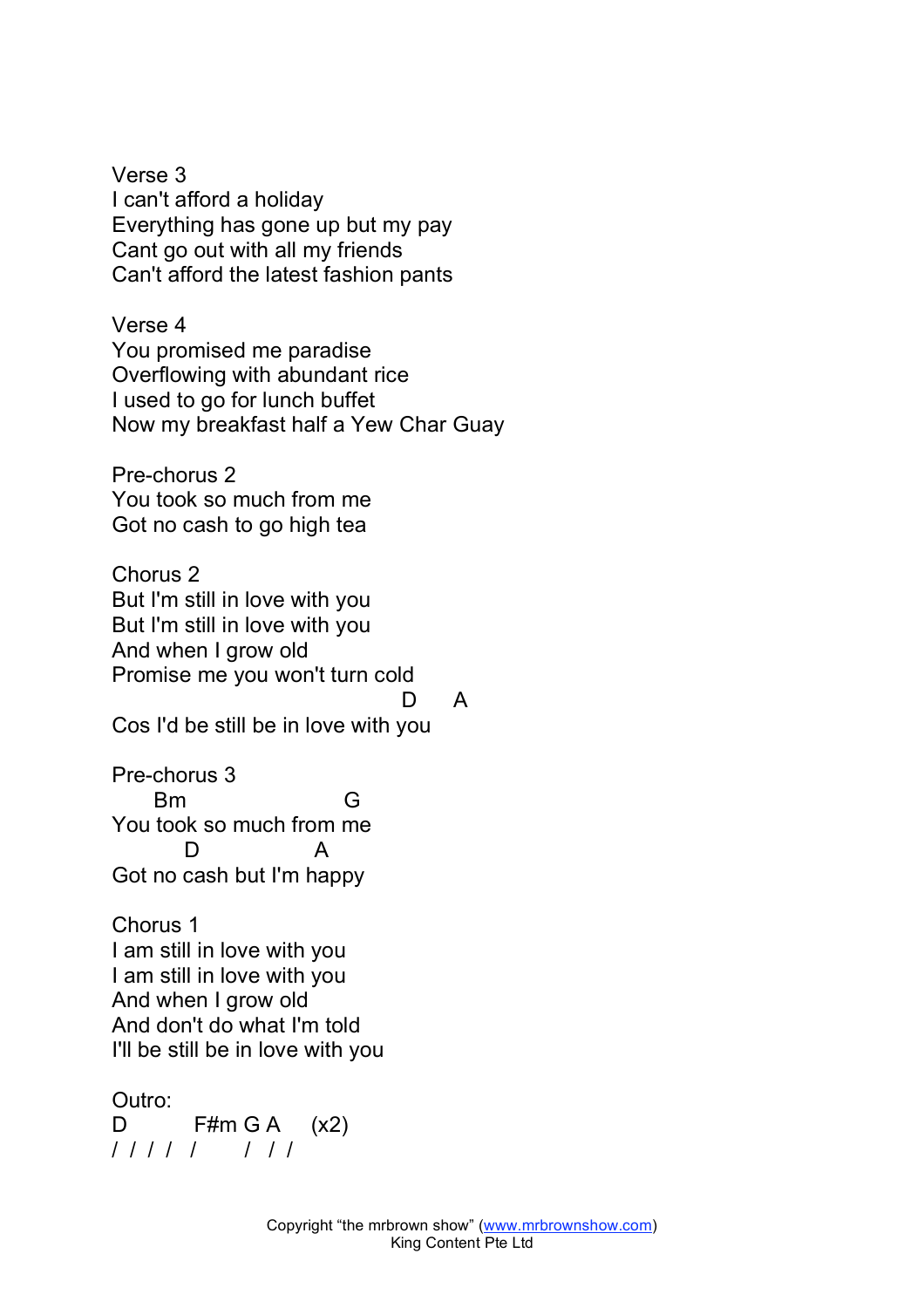Verse 3
I can't afford a holiday
Everything has gone up but my pay
Cant go out with all my friends
Can't afford the latest fashion pants

Verse 4
You promised me paradise
Overflowing with abundant rice
I used to go for lunch buffet
Now my breakfast half a Yew Char Guay

Pre-chorus 2
You took so much from me
Got no cash to go high tea

Chorus 2
But I'm still in love with you
But I'm still in love with you
And when I grow old
Promise me you won't turn cold

```
                                   D     A
Cos I'd be still be in love with you
```

Pre-chorus 3

```
     Bm                    G
You took so much from me
         D               A
Got no cash but I'm happy
```

Chorus 1
I am still in love with you
I am still in love with you
And when I grow old
And don't do what I'm told
I'll be still be in love with you

Outro:

```
D         F#m G A     (x2)
/ / / /   /     /  / /
```

Copyright "the mrbrown show" (www.mrbrownshow.com)
King Content Pte Ltd